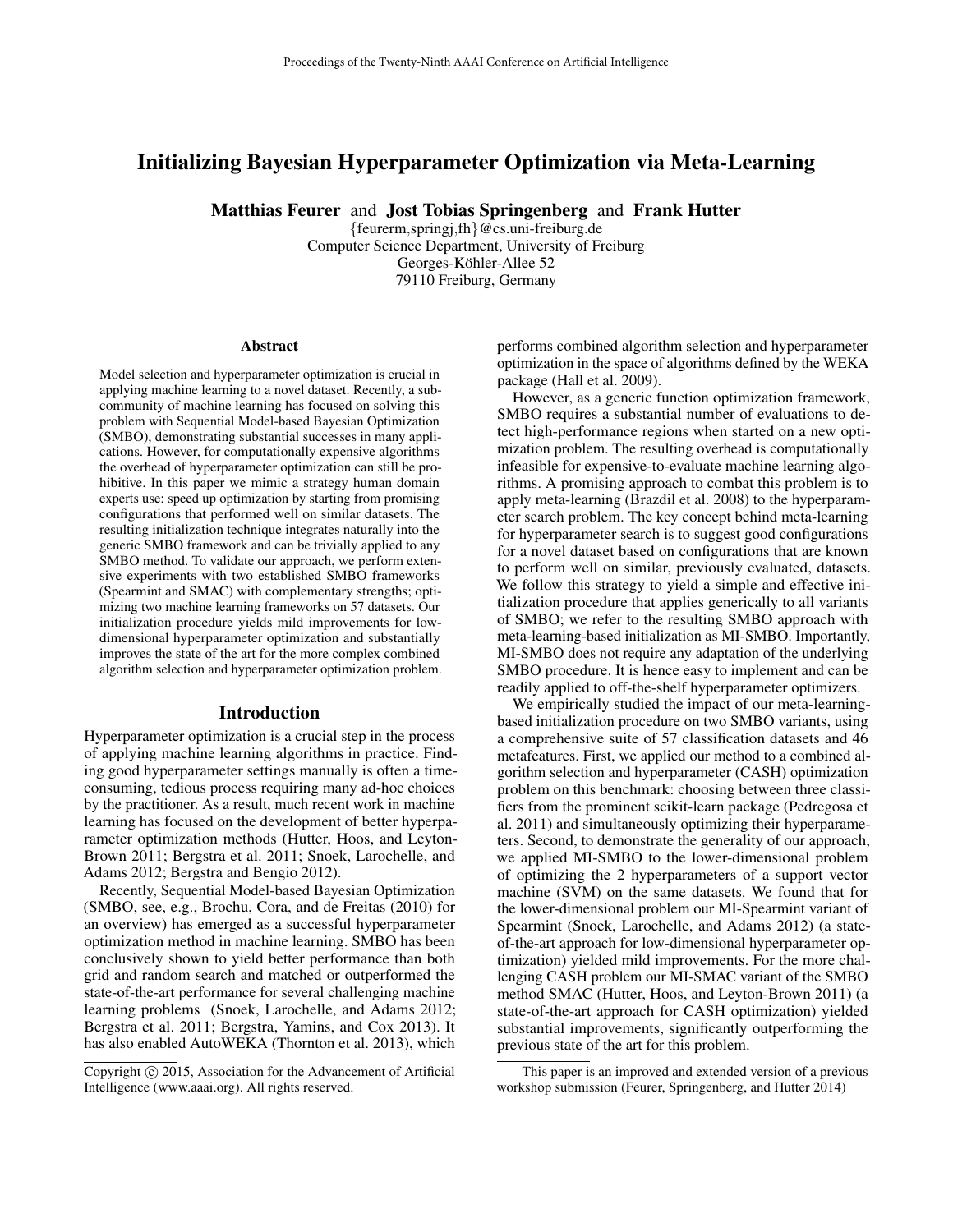# Initializing Bayesian Hyperparameter Optimization via Meta-Learning

**Matthias Feurer** and **Jost Tobias Springenberg** and **Frank Hutter**

{feurerm,springj,fh}@cs.uni-freiburg.de
Computer Science Department, University of Freiburg
Georges-Köhler-Allee 52
79110 Freiburg, Germany

## Abstract

Model selection and hyperparameter optimization is crucial in applying machine learning to a novel dataset. Recently, a subcommunity of machine learning has focused on solving this problem with Sequential Model-based Bayesian Optimization (SMBO), demonstrating substantial successes in many applications. However, for computationally expensive algorithms the overhead of hyperparameter optimization can still be prohibitive. In this paper we mimic a strategy human domain experts use: speed up optimization by starting from promising configurations that performed well on similar datasets. The resulting initialization technique integrates naturally into the generic SMBO framework and can be trivially applied to any SMBO method. To validate our approach, we perform extensive experiments with two established SMBO frameworks (Spearmint and SMAC) with complementary strengths; optimizing two machine learning frameworks on 57 datasets. Our initialization procedure yields mild improvements for low-dimensional hyperparameter optimization and substantially improves the state of the art for the more complex combined algorithm selection and hyperparameter optimization problem.

## Introduction

Hyperparameter optimization is a crucial step in the process of applying machine learning algorithms in practice. Finding good hyperparameter settings manually is often a time-consuming, tedious process requiring many ad-hoc choices by the practitioner. As a result, much recent work in machine learning has focused on the development of better hyperparameter optimization methods (Hutter, Hoos, and Leyton-Brown 2011; Bergstra et al. 2011; Snoek, Larochelle, and Adams 2012; Bergstra and Bengio 2012).

Recently, Sequential Model-based Bayesian Optimization (SMBO, see, e.g., Brochu, Cora, and de Freitas (2010) for an overview) has emerged as a successful hyperparameter optimization method in machine learning. SMBO has been conclusively shown to yield better performance than both grid and random search and matched or outperformed the state-of-the-art performance for several challenging machine learning problems (Snoek, Larochelle, and Adams 2012; Bergstra et al. 2011; Bergstra, Yamins, and Cox 2013). It has also enabled AutoWEKA (Thornton et al. 2013), which performs combined algorithm selection and hyperparameter optimization in the space of algorithms defined by the WEKA package (Hall et al. 2009).

However, as a generic function optimization framework, SMBO requires a substantial number of evaluations to detect high-performance regions when started on a new optimization problem. The resulting overhead is computationally infeasible for expensive-to-evaluate machine learning algorithms. A promising approach to combat this problem is to apply meta-learning (Brazdil et al. 2008) to the hyperparameter search problem. The key concept behind meta-learning for hyperparameter search is to suggest good configurations for a novel dataset based on configurations that are known to perform well on similar, previously evaluated, datasets. We follow this strategy to yield a simple and effective initialization procedure that applies generically to all variants of SMBO; we refer to the resulting SMBO approach with meta-learning-based initialization as MI-SMBO. Importantly, MI-SMBO does not require any adaptation of the underlying SMBO procedure. It is hence easy to implement and can be readily applied to off-the-shelf hyperparameter optimizers.

We empirically studied the impact of our meta-learning-based initialization procedure on two SMBO variants, using a comprehensive suite of 57 classification datasets and 46 metafeatures. First, we applied our method to a combined algorithm selection and hyperparameter (CASH) optimization problem on this benchmark: choosing between three classifiers from the prominent scikit-learn package (Pedregosa et al. 2011) and simultaneously optimizing their hyperparameters. Second, to demonstrate the generality of our approach, we applied MI-SMBO to the lower-dimensional problem of optimizing the 2 hyperparameters of a support vector machine (SVM) on the same datasets. We found that for the lower-dimensional problem our MI-Spearmint variant of Spearmint (Snoek, Larochelle, and Adams 2012) (a state-of-the-art approach for low-dimensional hyperparameter optimization) yielded mild improvements. For the more challenging CASH problem our MI-SMAC variant of the SMBO method SMAC (Hutter, Hoos, and Leyton-Brown 2011) (a state-of-the-art approach for CASH optimization) yielded substantial improvements, significantly outperforming the previous state of the art for this problem.

Copyright © 2015, Association for the Advancement of Artificial Intelligence (www.aaai.org). All rights reserved.

This paper is an improved and extended version of a previous workshop submission (Feurer, Springenberg, and Hutter 2014)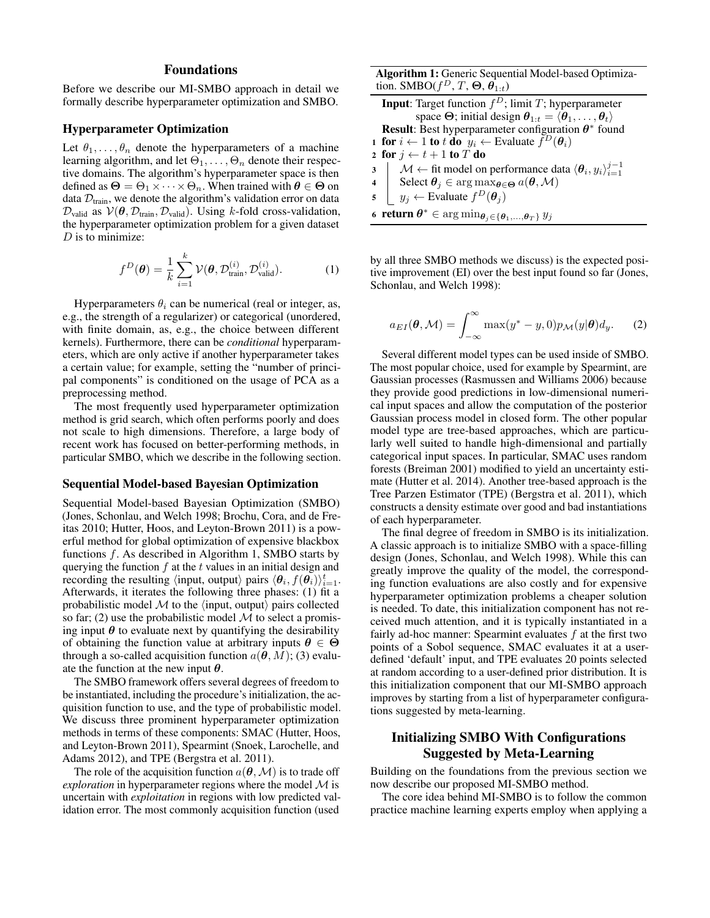## Foundations

Before we describe our MI-SMBO approach in detail we formally describe hyperparameter optimization and SMBO.

### Hyperparameter Optimization

Let $\theta_1, \ldots, \theta_n$ denote the hyperparameters of a machine learning algorithm, and let $\Theta_1, \ldots, \Theta_n$ denote their respective domains. The algorithm's hyperparameter space is then defined as $\mathbf{\Theta} = \Theta_1 \times \cdots \times \Theta_n$. When trained with $\boldsymbol{\theta} \in \mathbf{\Theta}$ on data $\mathcal{D}_{\text{train}}$, we denote the algorithm's validation error on data $\mathcal{D}_{\text{valid}}$ as $\mathcal{V}(\boldsymbol{\theta}, \mathcal{D}_{\text{train}}, \mathcal{D}_{\text{valid}})$. Using $k$-fold cross-validation, the hyperparameter optimization problem for a given dataset $D$ is to minimize:

$$f^D(\boldsymbol{\theta}) = \frac{1}{k} \sum_{i=1}^{k} \mathcal{V}(\boldsymbol{\theta}, \mathcal{D}_{\text{train}}^{(i)}, \mathcal{D}_{\text{valid}}^{(i)}). \quad (1)$$

Hyperparameters $\theta_i$ can be numerical (real or integer, as, e.g., the strength of a regularizer) or categorical (unordered, with finite domain, as, e.g., the choice between different kernels). Furthermore, there can be *conditional* hyperparameters, which are only active if another hyperparameter takes a certain value; for example, setting the "number of principal components" is conditioned on the usage of PCA as a preprocessing method.

The most frequently used hyperparameter optimization method is grid search, which often performs poorly and does not scale to high dimensions. Therefore, a large body of recent work has focused on better-performing methods, in particular SMBO, which we describe in the following section.

### Sequential Model-based Bayesian Optimization

Sequential Model-based Bayesian Optimization (SMBO) (Jones, Schonlau, and Welch 1998; Brochu, Cora, and de Freitas 2010; Hutter, Hoos, and Leyton-Brown 2011) is a powerful method for global optimization of expensive blackbox functions $f$. As described in Algorithm 1, SMBO starts by querying the function $f$ at the $t$ values in an initial design and recording the resulting $\langle$input, output$\rangle$ pairs $\langle \boldsymbol{\theta}_i, f(\boldsymbol{\theta}_i) \rangle_{i=1}^{t}$. Afterwards, it iterates the following three phases: (1) fit a probabilistic model $\mathcal{M}$ to the $\langle$input, output$\rangle$ pairs collected so far; (2) use the probabilistic model $\mathcal{M}$ to select a promising input $\boldsymbol{\theta}$ to evaluate next by quantifying the desirability of obtaining the function value at arbitrary inputs $\boldsymbol{\theta} \in \mathbf{\Theta}$ through a so-called acquisition function $a(\boldsymbol{\theta}, M)$; (3) evaluate the function at the new input $\boldsymbol{\theta}$.

The SMBO framework offers several degrees of freedom to be instantiated, including the procedure's initialization, the acquisition function to use, and the type of probabilistic model. We discuss three prominent hyperparameter optimization methods in terms of these components: SMAC (Hutter, Hoos, and Leyton-Brown 2011), Spearmint (Snoek, Larochelle, and Adams 2012), and TPE (Bergstra et al. 2011).

The role of the acquisition function $a(\boldsymbol{\theta}, \mathcal{M})$ is to trade off *exploration* in hyperparameter regions where the model $\mathcal{M}$ is uncertain with *exploitation* in regions with low predicted validation error. The most commonly acquisition function (used by all three SMBO methods we discuss) is the expected positive improvement (EI) over the best input found so far (Jones, Schonlau, and Welch 1998):

$$a_{EI}(\boldsymbol{\theta}, \mathcal{M}) = \int_{-\infty}^{\infty} \max(y^* - y, 0) p_{\mathcal{M}}(y|\boldsymbol{\theta}) d_y. \quad (2)$$

**Algorithm 1:** Generic Sequential Model-based Optimization. SMBO($f^D$, $T$, $\mathbf{\Theta}$, $\boldsymbol{\theta}_{1:t}$)

**Input**: Target function $f^D$; limit $T$; hyperparameter space $\mathbf{\Theta}$; initial design $\boldsymbol{\theta}_{1:t} = \langle \boldsymbol{\theta}_1, \ldots, \boldsymbol{\theta}_t \rangle$
**Result**: Best hyperparameter configuration $\boldsymbol{\theta}^*$ found

```
1 for i ← 1 to t do  y_i ← Evaluate f^D(θ_i)
2 for j ← t + 1 to T do
3     M ← fit model on performance data ⟨θ_i, y_i⟩_{i=1}^{j-1}
4     Select θ_j ∈ arg max_{θ∈Θ} a(θ, M)
5     y_j ← Evaluate f^D(θ_j)
6 return θ* ∈ arg min_{θ_j ∈ {θ_1,...,θ_T}} y_j
```

Several different model types can be used inside of SMBO. The most popular choice, used for example by Spearmint, are Gaussian processes (Rasmussen and Williams 2006) because they provide good predictions in low-dimensional numerical input spaces and allow the computation of the posterior Gaussian process model in closed form. The other popular model type are tree-based approaches, which are particularly well suited to handle high-dimensional and partially categorical input spaces. In particular, SMAC uses random forests (Breiman 2001) modified to yield an uncertainty estimate (Hutter et al. 2014). Another tree-based approach is the Tree Parzen Estimator (TPE) (Bergstra et al. 2011), which constructs a density estimate over good and bad instantiations of each hyperparameter.

The final degree of freedom in SMBO is its initialization. A classic approach is to initialize SMBO with a space-filling design (Jones, Schonlau, and Welch 1998). While this can greatly improve the quality of the model, the corresponding function evaluations are also costly and for expensive hyperparameter optimization problems a cheaper solution is needed. To date, this initialization component has not received much attention, and it is typically instantiated in a fairly ad-hoc manner: Spearmint evaluates $f$ at the first two points of a Sobol sequence, SMAC evaluates it at a user-defined 'default' input, and TPE evaluates 20 points selected at random according to a user-defined prior distribution. It is this initialization component that our MI-SMBO approach improves by starting from a list of hyperparameter configurations suggested by meta-learning.

## Initializing SMBO With Configurations Suggested by Meta-Learning

Building on the foundations from the previous section we now describe our proposed MI-SMBO method.

The core idea behind MI-SMBO is to follow the common practice machine learning experts employ when applying a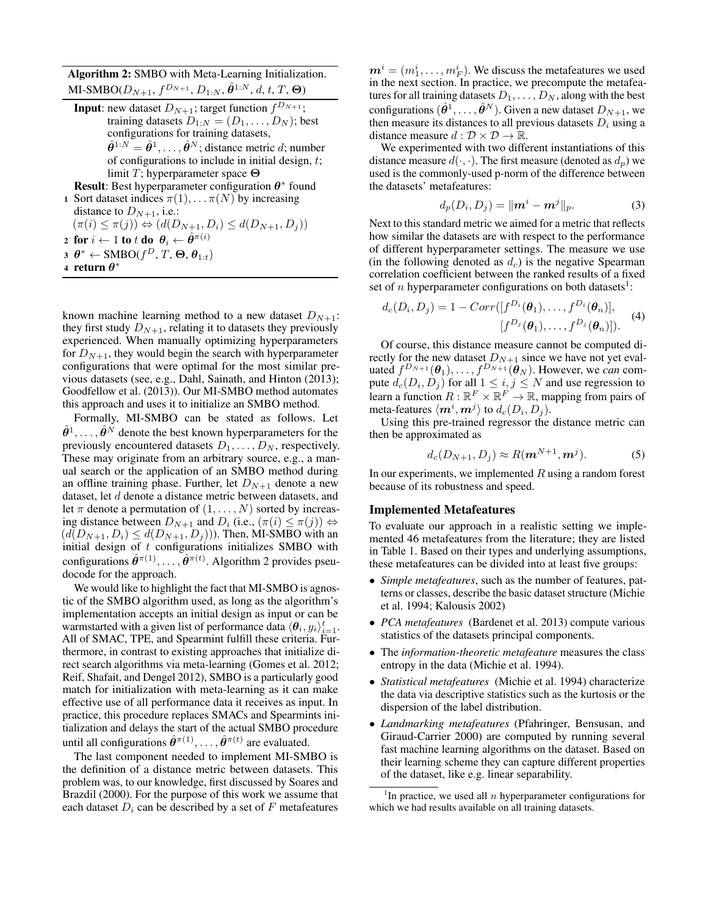**Algorithm 2:** SMBO with Meta-Learning Initialization.
MI-SMBO($D_{N+1}$, $f^{D_{N+1}}$, $D_{1:N}$, $\hat{\boldsymbol{\theta}}^{1:N}$, $d$, $t$, $T$, $\boldsymbol{\Theta}$)

**Input**: new dataset $D_{N+1}$; target function $f^{D_{N+1}}$; training datasets $D_{1:N} = (D_1, \ldots, D_N)$; best configurations for training datasets, $\hat{\boldsymbol{\theta}}^{1:N} = \hat{\boldsymbol{\theta}}^1, \ldots, \hat{\boldsymbol{\theta}}^N$; distance metric $d$; number of configurations to include in initial design, $t$; limit $T$; hyperparameter space $\boldsymbol{\Theta}$

**Result**: Best hyperparameter configuration $\boldsymbol{\theta}^*$ found

1 Sort dataset indices $\pi(1), \ldots \pi(N)$ by increasing distance to $D_{N+1}$, i.e.: $(\pi(i) \leq \pi(j)) \Leftrightarrow (d(D_{N+1}, D_i) \leq d(D_{N+1}, D_j))$

2 **for** $i \leftarrow 1$ **to** $t$ **do** $\boldsymbol{\theta}_i \leftarrow \hat{\boldsymbol{\theta}}^{\pi(i)}$

3 $\boldsymbol{\theta}^* \leftarrow$ SMBO($f^D$, $T$, $\boldsymbol{\Theta}$, $\boldsymbol{\theta}_{1:t}$)

4 **return** $\boldsymbol{\theta}^*$

known machine learning method to a new dataset $D_{N+1}$: they first study $D_{N+1}$, relating it to datasets they previously experienced. When manually optimizing hyperparameters for $D_{N+1}$, they would begin the search with hyperparameter configurations that were optimal for the most similar previous datasets (see, e.g., Dahl, Sainath, and Hinton (2013); Goodfellow et al. (2013)). Our MI-SMBO method automates this approach and uses it to initialize an SMBO method.

Formally, MI-SMBO can be stated as follows. Let $\hat{\boldsymbol{\theta}}^1, \ldots, \hat{\boldsymbol{\theta}}^N$ denote the best known hyperparameters for the previously encountered datasets $D_1, \ldots, D_N$, respectively. These may originate from an arbitrary source, e.g., a manual search or the application of an SMBO method during an offline training phase. Further, let $D_{N+1}$ denote a new dataset, let $d$ denote a distance metric between datasets, and let $\pi$ denote a permutation of $(1, \ldots, N)$ sorted by increasing distance between $D_{N+1}$ and $D_i$ (i.e., $(\pi(i) \leq \pi(j)) \Leftrightarrow (d(D_{N+1}, D_i) \leq d(D_{N+1}, D_j))$). Then, MI-SMBO with an initial design of $t$ configurations initializes SMBO with configurations $\hat{\boldsymbol{\theta}}^{\pi(1)}, \ldots, \hat{\boldsymbol{\theta}}^{\pi(t)}$. Algorithm 2 provides pseudocode for the approach.

We would like to highlight the fact that MI-SMBO is agnostic of the SMBO algorithm used, as long as the algorithm's implementation accepts an initial design as input or can be warmstarted with a given list of performance data $\langle \boldsymbol{\theta}_i, y_i \rangle_{i=1}^t$. All of SMAC, TPE, and Spearmint fulfill these criteria. Furthermore, in contrast to existing approaches that initialize direct search algorithms via meta-learning (Gomes et al. 2012; Reif, Shafait, and Dengel 2012), SMBO is a particularly good match for initialization with meta-learning as it can make effective use of all performance data it receives as input. In practice, this procedure replaces SMACs and Spearmints initialization and delays the start of the actual SMBO procedure until all configurations $\hat{\boldsymbol{\theta}}^{\pi(1)}, \ldots, \hat{\boldsymbol{\theta}}^{\pi(t)}$ are evaluated.

The last component needed to implement MI-SMBO is the definition of a distance metric between datasets. This problem was, to our knowledge, first discussed by Soares and Brazdil (2000). For the purpose of this work we assume that each dataset $D_i$ can be described by a set of $F$ metafeatures $\boldsymbol{m}^i = (m^i_1, \ldots, m^i_F)$. We discuss the metafeatures we used in the next section. In practice, we precompute the metafeatures for all training datasets $D_1, \ldots, D_N$, along with the best configurations $(\hat{\boldsymbol{\theta}}^1, \ldots, \hat{\boldsymbol{\theta}}^N)$. Given a new dataset $D_{N+1}$, we then measure its distances to all previous datasets $D_i$ using a distance measure $d : \mathcal{D} \times \mathcal{D} \rightarrow \mathbb{R}$.

We experimented with two different instantiations of this distance measure $d(\cdot, \cdot)$. The first measure (denoted as $d_p$) we used is the commonly-used p-norm of the difference between the datasets' metafeatures:

$$d_p(D_i, D_j) = \|\boldsymbol{m}^i - \boldsymbol{m}^j\|_p. \tag{3}$$

Next to this standard metric we aimed for a metric that reflects how similar the datasets are with respect to the performance of different hyperparameter settings. The measure we use (in the following denoted as $d_c$) is the negative Spearman correlation coefficient between the ranked results of a fixed set of $n$ hyperparameter configurations on both datasets[1]:

$$d_c(D_i, D_j) = 1 - Corr([f^{D_i}(\boldsymbol{\theta}_1), \ldots, f^{D_i}(\boldsymbol{\theta}_n)], [f^{D_j}(\boldsymbol{\theta}_1), \ldots, f^{D_j}(\boldsymbol{\theta}_n)]). \tag{4}$$

Of course, this distance measure cannot be computed directly for the new dataset $D_{N+1}$ since we have not yet evaluated $f^{D_{N+1}}(\boldsymbol{\theta}_1), \ldots, f^{D_{N+1}}(\boldsymbol{\theta}_N)$. However, we *can* compute $d_c(D_i, D_j)$ for all $1 \leq i, j \leq N$ and use regression to learn a function $R : \mathbb{R}^F \times \mathbb{R}^F \rightarrow \mathbb{R}$, mapping from pairs of meta-features $\langle \boldsymbol{m}^i, \boldsymbol{m}^j \rangle$ to $d_c(D_i, D_j)$.

Using this pre-trained regressor the distance metric can then be approximated as

$$d_c(D_{N+1}, D_j) \approx R(\boldsymbol{m}^{N+1}, \boldsymbol{m}^j). \tag{5}$$

In our experiments, we implemented $R$ using a random forest because of its robustness and speed.

## Implemented Metafeatures

To evaluate our approach in a realistic setting we implemented 46 metafeatures from the literature; they are listed in Table 1. Based on their types and underlying assumptions, these metafeatures can be divided into at least five groups:

- *Simple metafeatures*, such as the number of features, patterns or classes, describe the basic dataset structure (Michie et al. 1994; Kalousis 2002)
- *PCA metafeatures* (Bardenet et al. 2013) compute various statistics of the datasets principal components.
- The *information-theoretic metafeature* measures the class entropy in the data (Michie et al. 1994).
- *Statistical metafeatures* (Michie et al. 1994) characterize the data via descriptive statistics such as the kurtosis or the dispersion of the label distribution.
- *Landmarking metafeatures* (Pfahringer, Bensusan, and Giraud-Carrier 2000) are computed by running several fast machine learning algorithms on the dataset. Based on their learning scheme they can capture different properties of the dataset, like e.g. linear separability.

[1] In practice, we used all $n$ hyperparameter configurations for which we had results available on all training datasets.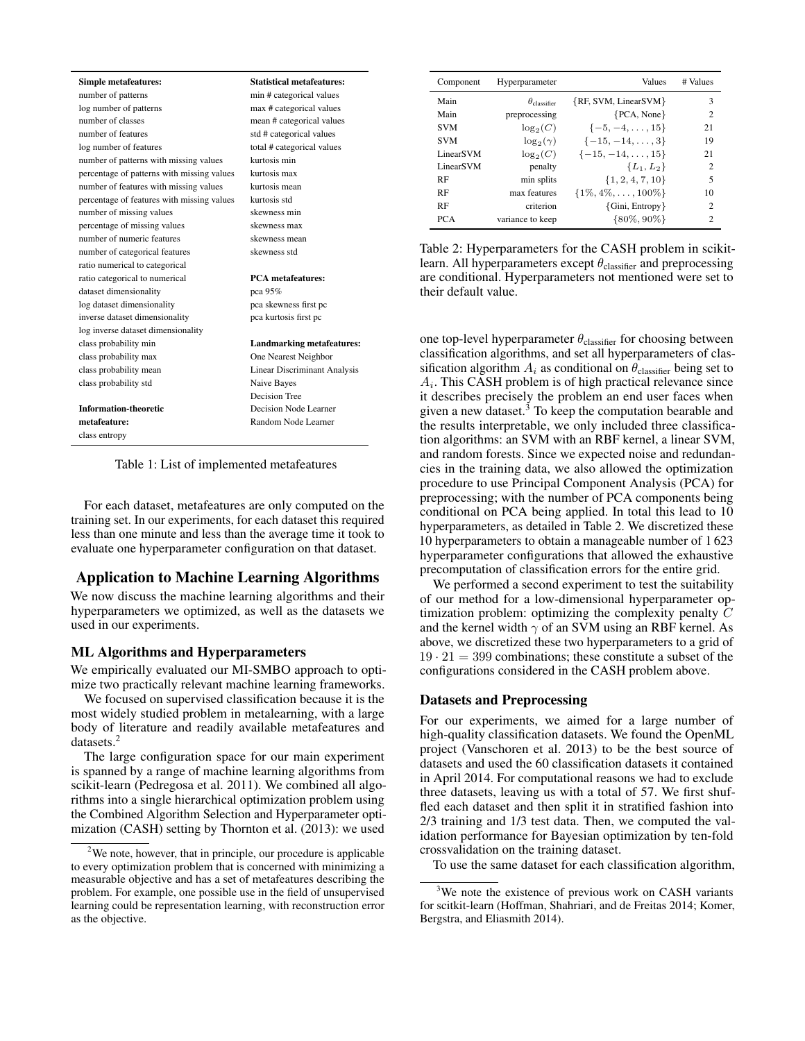| Simple metafeatures: | Statistical metafeatures: |
|---|---|
| number of patterns | min # categorical values |
| log number of patterns | max # categorical values |
| number of classes | mean # categorical values |
| number of features | std # categorical values |
| log number of features | total # categorical values |
| number of patterns with missing values | kurtosis min |
| percentage of patterns with missing values | kurtosis max |
| number of features with missing values | kurtosis mean |
| percentage of features with missing values | kurtosis std |
| number of missing values | skewness min |
| percentage of missing values | skewness max |
| number of numeric features | skewness mean |
| number of categorical features | skewness std |
| ratio numerical to categorical | |
| ratio categorical to numerical | **PCA metafeatures:** |
| dataset dimensionality | pca 95% |
| log dataset dimensionality | pca skewness first pc |
| inverse dataset dimensionality | pca kurtosis first pc |
| log inverse dataset dimensionality | |
| class probability min | **Landmarking metafeatures:** |
| class probability max | One Nearest Neighbor |
| class probability mean | Linear Discriminant Analysis |
| class probability std | Naive Bayes |
| | Decision Tree |
| **Information-theoretic metafeature:** | Decision Node Learner |
| class entropy | Random Node Learner |

Table 1: List of implemented metafeatures

For each dataset, metafeatures are only computed on the training set. In our experiments, for each dataset this required less than one minute and less than the average time it took to evaluate one hyperparameter configuration on that dataset.

## Application to Machine Learning Algorithms

We now discuss the machine learning algorithms and their hyperparameters we optimized, as well as the datasets we used in our experiments.

### ML Algorithms and Hyperparameters

We empirically evaluated our MI-SMBO approach to optimize two practically relevant machine learning frameworks.

We focused on supervised classification because it is the most widely studied problem in metalearning, with a large body of literature and readily available metafeatures and datasets.[2]

The large configuration space for our main experiment is spanned by a range of machine learning algorithms from scikit-learn (Pedregosa et al. 2011). We combined all algorithms into a single hierarchical optimization problem using the Combined Algorithm Selection and Hyperparameter optimization (CASH) setting by Thornton et al. (2013): we used one top-level hyperparameter $\theta_{\text{classifier}}$ for choosing between classification algorithms, and set all hyperparameters of classification algorithm $A_i$ as conditional on $\theta_{\text{classifier}}$ being set to $A_i$. This CASH problem is of high practical relevance since it describes precisely the problem an end user faces when given a new dataset.[3] To keep the computation bearable and the results interpretable, we only included three classification algorithms: an SVM with an RBF kernel, a linear SVM, and random forests. Since we expected noise and redundancies in the training data, we also allowed the optimization procedure to use Principal Component Analysis (PCA) for preprocessing; with the number of PCA components being conditional on PCA being applied. In total this lead to 10 hyperparameters, as detailed in Table 2. We discretized these 10 hyperparameters to obtain a manageable number of 1 623 hyperparameter configurations that allowed the exhaustive precomputation of classification errors for the entire grid.

| Component | Hyperparameter | Values | # Values |
|---|---|---|---|
| Main | $\theta_{\text{classifier}}$ | {RF, SVM, LinearSVM} | 3 |
| Main | preprocessing | {PCA, None} | 2 |
| SVM | $\log_2(C)$ | $\{-5, -4, \ldots, 15\}$ | 21 |
| SVM | $\log_2(\gamma)$ | $\{-15, -14, \ldots, 3\}$ | 19 |
| LinearSVM | $\log_2(C)$ | $\{-15, -14, \ldots, 15\}$ | 21 |
| LinearSVM | penalty | $\{L_1, L_2\}$ | 2 |
| RF | min splits | $\{1, 2, 4, 7, 10\}$ | 5 |
| RF | max features | $\{1\%, 4\%, \ldots, 100\%\}$ | 10 |
| RF | criterion | {Gini, Entropy} | 2 |
| PCA | variance to keep | $\{80\%, 90\%\}$ | 2 |

Table 2: Hyperparameters for the CASH problem in scikit-learn. All hyperparameters except $\theta_{\text{classifier}}$ and preprocessing are conditional. Hyperparameters not mentioned were set to their default value.

We performed a second experiment to test the suitability of our method for a low-dimensional hyperparameter optimization problem: optimizing the complexity penalty $C$ and the kernel width $\gamma$ of an SVM using an RBF kernel. As above, we discretized these two hyperparameters to a grid of $19 \cdot 21 = 399$ combinations; these constitute a subset of the configurations considered in the CASH problem above.

### Datasets and Preprocessing

For our experiments, we aimed for a large number of high-quality classification datasets. We found the OpenML project (Vanschoren et al. 2013) to be the best source of datasets and used the 60 classification datasets it contained in April 2014. For computational reasons we had to exclude three datasets, leaving us with a total of 57. We first shuffled each dataset and then split it in stratified fashion into 2/3 training and 1/3 test data. Then, we computed the validation performance for Bayesian optimization by ten-fold crossvalidation on the training dataset.

To use the same dataset for each classification algorithm,

[2] We note, however, that in principle, our procedure is applicable to every optimization problem that is concerned with minimizing a measurable objective and has a set of metafeatures describing the problem. For example, one possible use in the field of unsupervised learning could be representation learning, with reconstruction error as the objective.

[3] We note the existence of previous work on CASH variants for scitkit-learn (Hoffman, Shahriari, and de Freitas 2014; Komer, Bergstra, and Eliasmith 2014).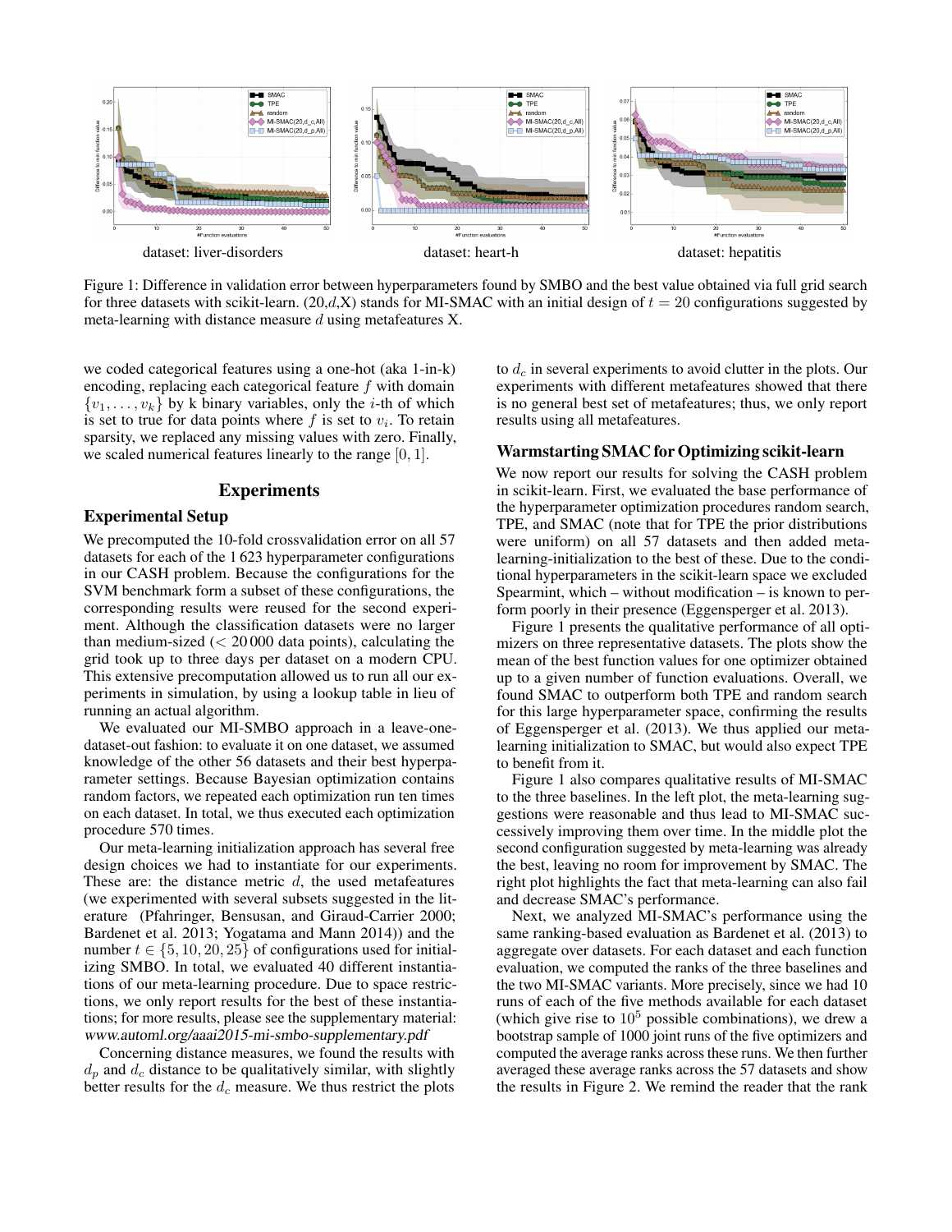dataset: liver-disorders

dataset: heart-h

dataset: hepatitis

Figure 1: Difference in validation error between hyperparameters found by SMBO and the best value obtained via full grid search for three datasets with scikit-learn. (20,$d$,X) stands for MI-SMAC with an initial design of $t = 20$ configurations suggested by meta-learning with distance measure $d$ using metafeatures X.

we coded categorical features using a one-hot (aka 1-in-k) encoding, replacing each categorical feature $f$ with domain $\{v_1, \ldots, v_k\}$ by k binary variables, only the $i$-th of which is set to true for data points where $f$ is set to $v_i$. To retain sparsity, we replaced any missing values with zero. Finally, we scaled numerical features linearly to the range $[0, 1]$.

## Experiments

### Experimental Setup

We precomputed the 10-fold crossvalidation error on all 57 datasets for each of the 1 623 hyperparameter configurations in our CASH problem. Because the configurations for the SVM benchmark form a subset of these configurations, the corresponding results were reused for the second experiment. Although the classification datasets were no larger than medium-sized (< 20 000 data points), calculating the grid took up to three days per dataset on a modern CPU. This extensive precomputation allowed us to run all our experiments in simulation, by using a lookup table in lieu of running an actual algorithm.

We evaluated our MI-SMBO approach in a leave-one-dataset-out fashion: to evaluate it on one dataset, we assumed knowledge of the other 56 datasets and their best hyperparameter settings. Because Bayesian optimization contains random factors, we repeated each optimization run ten times on each dataset. In total, we thus executed each optimization procedure 570 times.

Our meta-learning initialization approach has several free design choices we had to instantiate for our experiments. These are: the distance metric $d$, the used metafeatures (we experimented with several subsets suggested in the literature (Pfahringer, Bensusan, and Giraud-Carrier 2000; Bardenet et al. 2013; Yogatama and Mann 2014)) and the number $t \in \{5, 10, 20, 25\}$ of configurations used for initializing SMBO. In total, we evaluated 40 different instantiations of our meta-learning procedure. Due to space restrictions, we only report results for the best of these instantiations; for more results, please see the supplementary material: *www.automl.org/aaai2015-mi-smbo-supplementary.pdf*

Concerning distance measures, we found the results with $d_p$ and $d_c$ distance to be qualitatively similar, with slightly better results for the $d_c$ measure. We thus restrict the plots to $d_c$ in several experiments to avoid clutter in the plots. Our experiments with different metafeatures showed that there is no general best set of metafeatures; thus, we only report results using all metafeatures.

### Warmstarting SMAC for Optimizing scikit-learn

We now report our results for solving the CASH problem in scikit-learn. First, we evaluated the base performance of the hyperparameter optimization procedures random search, TPE, and SMAC (note that for TPE the prior distributions were uniform) on all 57 datasets and then added meta-learning-initialization to the best of these. Due to the conditional hyperparameters in the scikit-learn space we excluded Spearmint, which – without modification – is known to perform poorly in their presence (Eggensperger et al. 2013).

Figure 1 presents the qualitative performance of all optimizers on three representative datasets. The plots show the mean of the best function values for one optimizer obtained up to a given number of function evaluations. Overall, we found SMAC to outperform both TPE and random search for this large hyperparameter space, confirming the results of Eggensperger et al. (2013). We thus applied our meta-learning initialization to SMAC, but would also expect TPE to benefit from it.

Figure 1 also compares qualitative results of MI-SMAC to the three baselines. In the left plot, the meta-learning suggestions were reasonable and thus lead to MI-SMAC successively improving them over time. In the middle plot the second configuration suggested by meta-learning was already the best, leaving no room for improvement by SMAC. The right plot highlights the fact that meta-learning can also fail and decrease SMAC's performance.

Next, we analyzed MI-SMAC's performance using the same ranking-based evaluation as Bardenet et al. (2013) to aggregate over datasets. For each dataset and each function evaluation, we computed the ranks of the three baselines and the two MI-SMAC variants. More precisely, since we had 10 runs of each of the five methods available for each dataset (which give rise to $10^5$ possible combinations), we drew a bootstrap sample of 1000 joint runs of the five optimizers and computed the average ranks across these runs. We then further averaged these average ranks across the 57 datasets and show the results in Figure 2. We remind the reader that the rank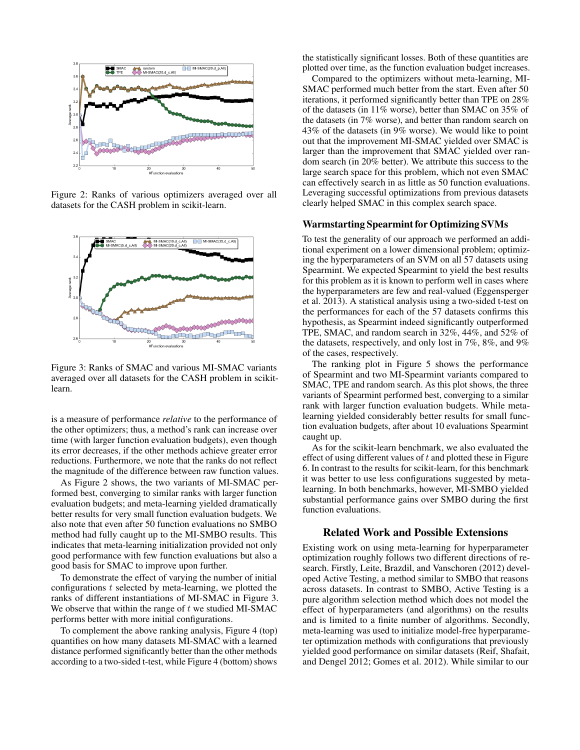Figure 2: Ranks of various optimizers averaged over all datasets for the CASH problem in scikit-learn.

Figure 3: Ranks of SMAC and various MI-SMAC variants averaged over all datasets for the CASH problem in scikit-learn.

is a measure of performance *relative* to the performance of the other optimizers; thus, a method's rank can increase over time (with larger function evaluation budgets), even though its error decreases, if the other methods achieve greater error reductions. Furthermore, we note that the ranks do not reflect the magnitude of the difference between raw function values.

As Figure 2 shows, the two variants of MI-SMAC performed best, converging to similar ranks with larger function evaluation budgets; and meta-learning yielded dramatically better results for very small function evaluation budgets. We also note that even after 50 function evaluations no SMBO method had fully caught up to the MI-SMBO results. This indicates that meta-learning initialization provided not only good performance with few function evaluations but also a good basis for SMAC to improve upon further.

To demonstrate the effect of varying the number of initial configurations $t$ selected by meta-learning, we plotted the ranks of different instantiations of MI-SMAC in Figure 3. We observe that within the range of $t$ we studied MI-SMAC performs better with more initial configurations.

To complement the above ranking analysis, Figure 4 (top) quantifies on how many datasets MI-SMAC with a learned distance performed significantly better than the other methods according to a two-sided t-test, while Figure 4 (bottom) shows the statistically significant losses. Both of these quantities are plotted over time, as the function evaluation budget increases.

Compared to the optimizers without meta-learning, MI-SMAC performed much better from the start. Even after 50 iterations, it performed significantly better than TPE on 28% of the datasets (in 11% worse), better than SMAC on 35% of the datasets (in 7% worse), and better than random search on 43% of the datasets (in 9% worse). We would like to point out that the improvement MI-SMAC yielded over SMAC is larger than the improvement that SMAC yielded over random search (in 20% better). We attribute this success to the large search space for this problem, which not even SMAC can effectively search in as little as 50 function evaluations. Leveraging successful optimizations from previous datasets clearly helped SMAC in this complex search space.

### Warmstarting Spearmint for Optimizing SVMs

To test the generality of our approach we performed an additional experiment on a lower dimensional problem; optimizing the hyperparameters of an SVM on all 57 datasets using Spearmint. We expected Spearmint to yield the best results for this problem as it is known to perform well in cases where the hyperparameters are few and real-valued (Eggensperger et al. 2013). A statistical analysis using a two-sided t-test on the performances for each of the 57 datasets confirms this hypothesis, as Spearmint indeed significantly outperformed TPE, SMAC, and random search in 32%, 44%, and 52% of the datasets, respectively, and only lost in 7%, 8%, and 9% of the cases, respectively.

The ranking plot in Figure 5 shows the performance of Spearmint and two MI-Spearmint variants compared to SMAC, TPE and random search. As this plot shows, the three variants of Spearmint performed best, converging to a similar rank with larger function evaluation budgets. While meta-learning yielded considerably better results for small function evaluation budgets, after about 10 evaluations Spearmint caught up.

As for the scikit-learn benchmark, we also evaluated the effect of using different values of $t$ and plotted these in Figure 6. In contrast to the results for scikit-learn, for this benchmark it was better to use less configurations suggested by meta-learning. In both benchmarks, however, MI-SMBO yielded substantial performance gains over SMBO during the first function evaluations.

## Related Work and Possible Extensions

Existing work on using meta-learning for hyperparameter optimization roughly follows two different directions of research. Firstly, Leite, Brazdil, and Vanschoren (2012) developed Active Testing, a method similar to SMBO that reasons across datasets. In contrast to SMBO, Active Testing is a pure algorithm selection method which does not model the effect of hyperparameters (and algorithms) on the results and is limited to a finite number of algorithms. Secondly, meta-learning was used to initialize model-free hyperparameter optimization methods with configurations that previously yielded good performance on similar datasets (Reif, Shafait, and Dengel 2012; Gomes et al. 2012). While similar to our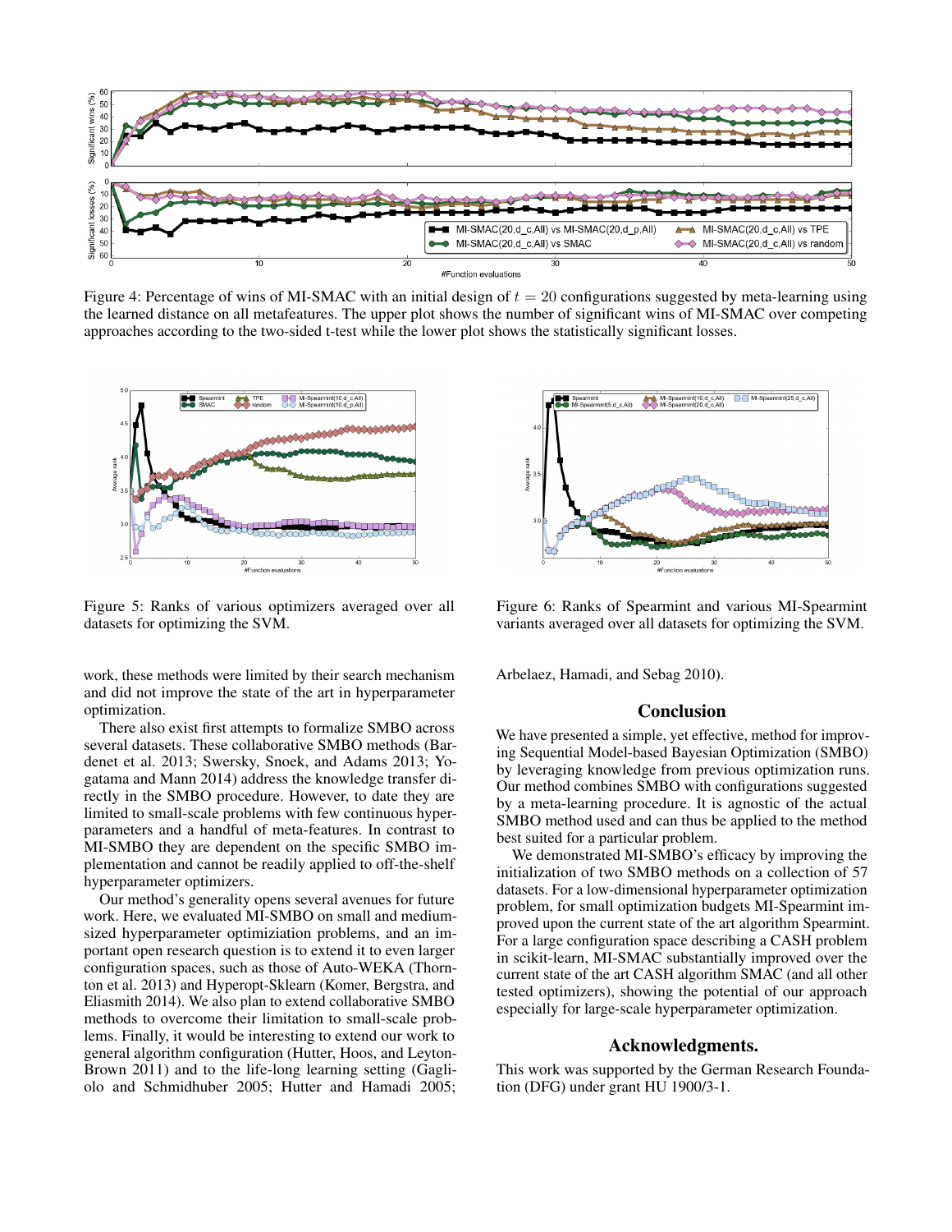Figure 4: Percentage of wins of MI-SMAC with an initial design of $t = 20$ configurations suggested by meta-learning using the learned distance on all metafeatures. The upper plot shows the number of significant wins of MI-SMAC over competing approaches according to the two-sided t-test while the lower plot shows the statistically significant losses.

Figure 5: Ranks of various optimizers averaged over all datasets for optimizing the SVM.

Figure 6: Ranks of Spearmint and various MI-Spearmint variants averaged over all datasets for optimizing the SVM.

work, these methods were limited by their search mechanism and did not improve the state of the art in hyperparameter optimization.

There also exist first attempts to formalize SMBO across several datasets. These collaborative SMBO methods (Bardenet et al. 2013; Swersky, Snoek, and Adams 2013; Yogatama and Mann 2014) address the knowledge transfer directly in the SMBO procedure. However, to date they are limited to small-scale problems with few continuous hyperparameters and a handful of meta-features. In contrast to MI-SMBO they are dependent on the specific SMBO implementation and cannot be readily applied to off-the-shelf hyperparameter optimizers.

Our method's generality opens several avenues for future work. Here, we evaluated MI-SMBO on small and medium-sized hyperparameter optimiziation problems, and an important open research question is to extend it to even larger configuration spaces, such as those of Auto-WEKA (Thornton et al. 2013) and Hyperopt-Sklearn (Komer, Bergstra, and Eliasmith 2014). We also plan to extend collaborative SMBO methods to overcome their limitation to small-scale problems. Finally, it would be interesting to extend our work to general algorithm configuration (Hutter, Hoos, and Leyton-Brown 2011) and to the life-long learning setting (Gagliolo and Schmidhuber 2005; Hutter and Hamadi 2005; Arbelaez, Hamadi, and Sebag 2010).

## Conclusion

We have presented a simple, yet effective, method for improving Sequential Model-based Bayesian Optimization (SMBO) by leveraging knowledge from previous optimization runs. Our method combines SMBO with configurations suggested by a meta-learning procedure. It is agnostic of the actual SMBO method used and can thus be applied to the method best suited for a particular problem.

We demonstrated MI-SMBO's efficacy by improving the initialization of two SMBO methods on a collection of 57 datasets. For a low-dimensional hyperparameter optimization problem, for small optimization budgets MI-Spearmint improved upon the current state of the art algorithm Spearmint. For a large configuration space describing a CASH problem in scikit-learn, MI-SMAC substantially improved over the current state of the art CASH algorithm SMAC (and all other tested optimizers), showing the potential of our approach especially for large-scale hyperparameter optimization.

## Acknowledgments.

This work was supported by the German Research Foundation (DFG) under grant HU 1900/3-1.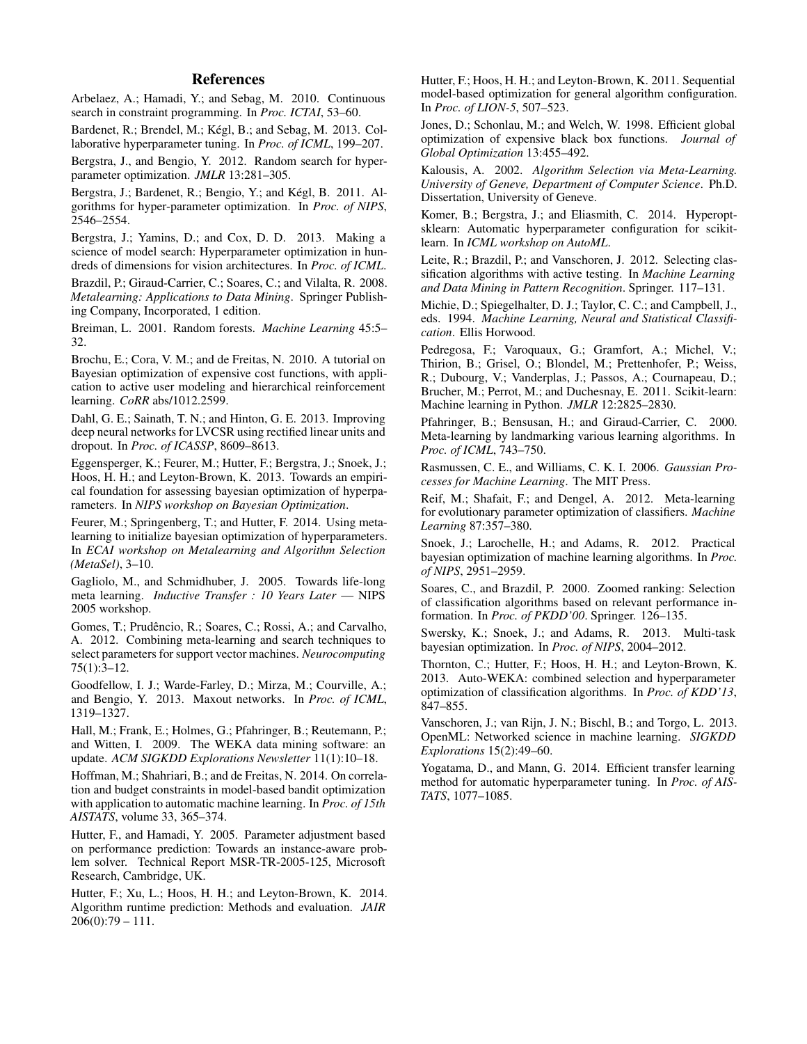## References

Arbelaez, A.; Hamadi, Y.; and Sebag, M. 2010. Continuous search in constraint programming. In *Proc. ICTAI*, 53–60.

Bardenet, R.; Brendel, M.; Kégl, B.; and Sebag, M. 2013. Collaborative hyperparameter tuning. In *Proc. of ICML*, 199–207.

Bergstra, J., and Bengio, Y. 2012. Random search for hyper-parameter optimization. *JMLR* 13:281–305.

Bergstra, J.; Bardenet, R.; Bengio, Y.; and Kégl, B. 2011. Algorithms for hyper-parameter optimization. In *Proc. of NIPS*, 2546–2554.

Bergstra, J.; Yamins, D.; and Cox, D. D. 2013. Making a science of model search: Hyperparameter optimization in hundreds of dimensions for vision architectures. In *Proc. of ICML*.

Brazdil, P.; Giraud-Carrier, C.; Soares, C.; and Vilalta, R. 2008. *Metalearning: Applications to Data Mining*. Springer Publishing Company, Incorporated, 1 edition.

Breiman, L. 2001. Random forests. *Machine Learning* 45:5–32.

Brochu, E.; Cora, V. M.; and de Freitas, N. 2010. A tutorial on Bayesian optimization of expensive cost functions, with application to active user modeling and hierarchical reinforcement learning. *CoRR* abs/1012.2599.

Dahl, G. E.; Sainath, T. N.; and Hinton, G. E. 2013. Improving deep neural networks for LVCSR using rectified linear units and dropout. In *Proc. of ICASSP*, 8609–8613.

Eggensperger, K.; Feurer, M.; Hutter, F.; Bergstra, J.; Snoek, J.; Hoos, H. H.; and Leyton-Brown, K. 2013. Towards an empirical foundation for assessing bayesian optimization of hyperparameters. In *NIPS workshop on Bayesian Optimization*.

Feurer, M.; Springenberg, T.; and Hutter, F. 2014. Using meta-learning to initialize bayesian optimization of hyperparameters. In *ECAI workshop on Metalearning and Algorithm Selection (MetaSel)*, 3–10.

Gagliolo, M., and Schmidhuber, J. 2005. Towards life-long meta learning. *Inductive Transfer : 10 Years Later* — NIPS 2005 workshop.

Gomes, T.; Prudêncio, R.; Soares, C.; Rossi, A.; and Carvalho, A. 2012. Combining meta-learning and search techniques to select parameters for support vector machines. *Neurocomputing* 75(1):3–12.

Goodfellow, I. J.; Warde-Farley, D.; Mirza, M.; Courville, A.; and Bengio, Y. 2013. Maxout networks. In *Proc. of ICML*, 1319–1327.

Hall, M.; Frank, E.; Holmes, G.; Pfahringer, B.; Reutemann, P.; and Witten, I. 2009. The WEKA data mining software: an update. *ACM SIGKDD Explorations Newsletter* 11(1):10–18.

Hoffman, M.; Shahriari, B.; and de Freitas, N. 2014. On correlation and budget constraints in model-based bandit optimization with application to automatic machine learning. In *Proc. of 15th AISTATS*, volume 33, 365–374.

Hutter, F., and Hamadi, Y. 2005. Parameter adjustment based on performance prediction: Towards an instance-aware problem solver. Technical Report MSR-TR-2005-125, Microsoft Research, Cambridge, UK.

Hutter, F.; Xu, L.; Hoos, H. H.; and Leyton-Brown, K. 2014. Algorithm runtime prediction: Methods and evaluation. *JAIR* 206(0):79 – 111.

Hutter, F.; Hoos, H. H.; and Leyton-Brown, K. 2011. Sequential model-based optimization for general algorithm configuration. In *Proc. of LION-5*, 507–523.

Jones, D.; Schonlau, M.; and Welch, W. 1998. Efficient global optimization of expensive black box functions. *Journal of Global Optimization* 13:455–492.

Kalousis, A. 2002. *Algorithm Selection via Meta-Learning. University of Geneve, Department of Computer Science*. Ph.D. Dissertation, University of Geneve.

Komer, B.; Bergstra, J.; and Eliasmith, C. 2014. Hyperopt-sklearn: Automatic hyperparameter configuration for scikit-learn. In *ICML workshop on AutoML*.

Leite, R.; Brazdil, P.; and Vanschoren, J. 2012. Selecting classification algorithms with active testing. In *Machine Learning and Data Mining in Pattern Recognition*. Springer. 117–131.

Michie, D.; Spiegelhalter, D. J.; Taylor, C. C.; and Campbell, J., eds. 1994. *Machine Learning, Neural and Statistical Classification*. Ellis Horwood.

Pedregosa, F.; Varoquaux, G.; Gramfort, A.; Michel, V.; Thirion, B.; Grisel, O.; Blondel, M.; Prettenhofer, P.; Weiss, R.; Dubourg, V.; Vanderplas, J.; Passos, A.; Cournapeau, D.; Brucher, M.; Perrot, M.; and Duchesnay, E. 2011. Scikit-learn: Machine learning in Python. *JMLR* 12:2825–2830.

Pfahringer, B.; Bensusan, H.; and Giraud-Carrier, C. 2000. Meta-learning by landmarking various learning algorithms. In *Proc. of ICML*, 743–750.

Rasmussen, C. E., and Williams, C. K. I. 2006. *Gaussian Processes for Machine Learning*. The MIT Press.

Reif, M.; Shafait, F.; and Dengel, A. 2012. Meta-learning for evolutionary parameter optimization of classifiers. *Machine Learning* 87:357–380.

Snoek, J.; Larochelle, H.; and Adams, R. 2012. Practical bayesian optimization of machine learning algorithms. In *Proc. of NIPS*, 2951–2959.

Soares, C., and Brazdil, P. 2000. Zoomed ranking: Selection of classification algorithms based on relevant performance information. In *Proc. of PKDD'00*. Springer. 126–135.

Swersky, K.; Snoek, J.; and Adams, R. 2013. Multi-task bayesian optimization. In *Proc. of NIPS*, 2004–2012.

Thornton, C.; Hutter, F.; Hoos, H. H.; and Leyton-Brown, K. 2013. Auto-WEKA: combined selection and hyperparameter optimization of classification algorithms. In *Proc. of KDD'13*, 847–855.

Vanschoren, J.; van Rijn, J. N.; Bischl, B.; and Torgo, L. 2013. OpenML: Networked science in machine learning. *SIGKDD Explorations* 15(2):49–60.

Yogatama, D., and Mann, G. 2014. Efficient transfer learning method for automatic hyperparameter tuning. In *Proc. of AISTATS*, 1077–1085.